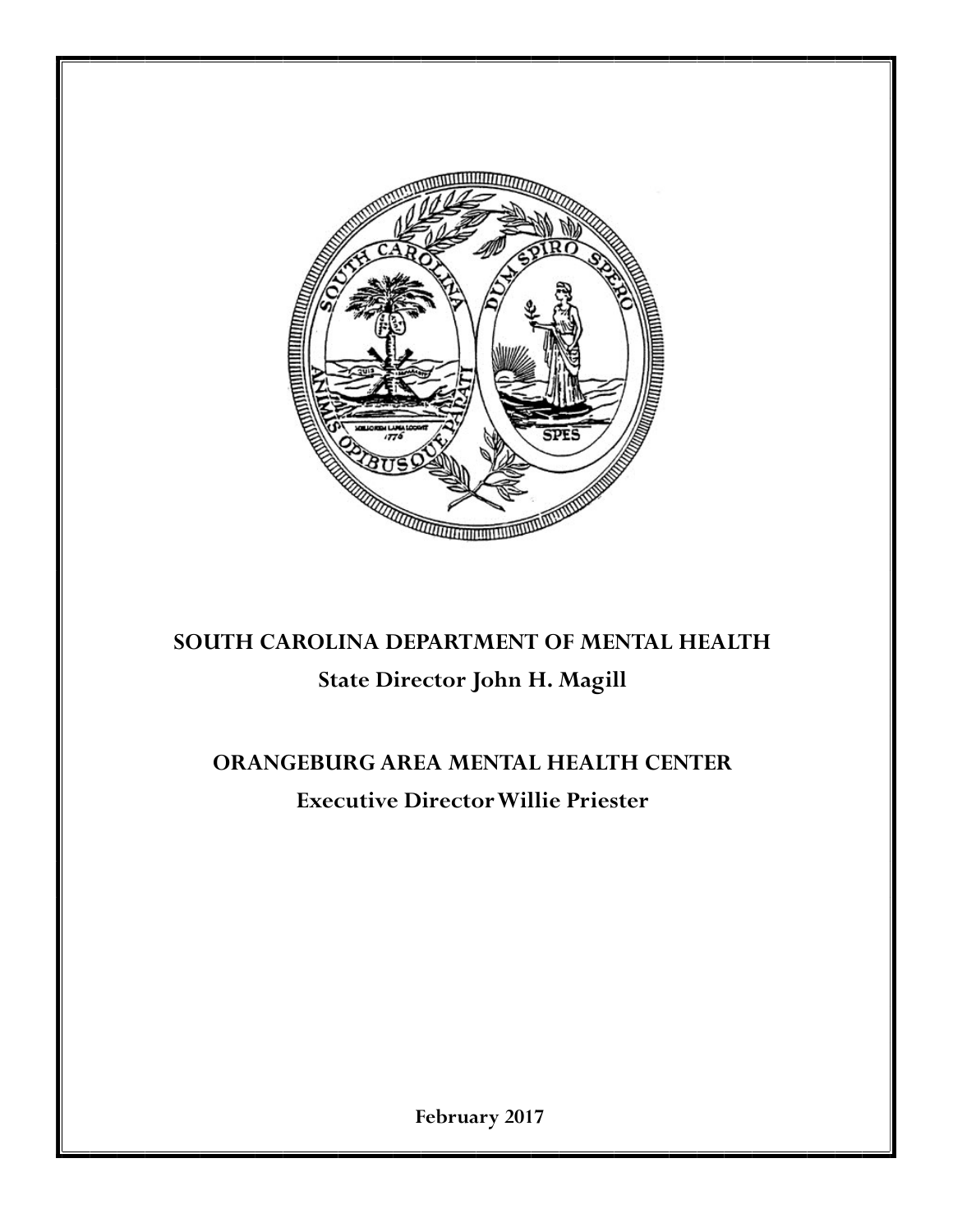**SOUTH CAROLINA DEPARTMENT OF MENTAL HEALTH**

**State Director John H. Magill**

**ORANGEBURG AREA MENTAL HEALTH CENTER**

**Executive Director Willie Priester**

**February 2017**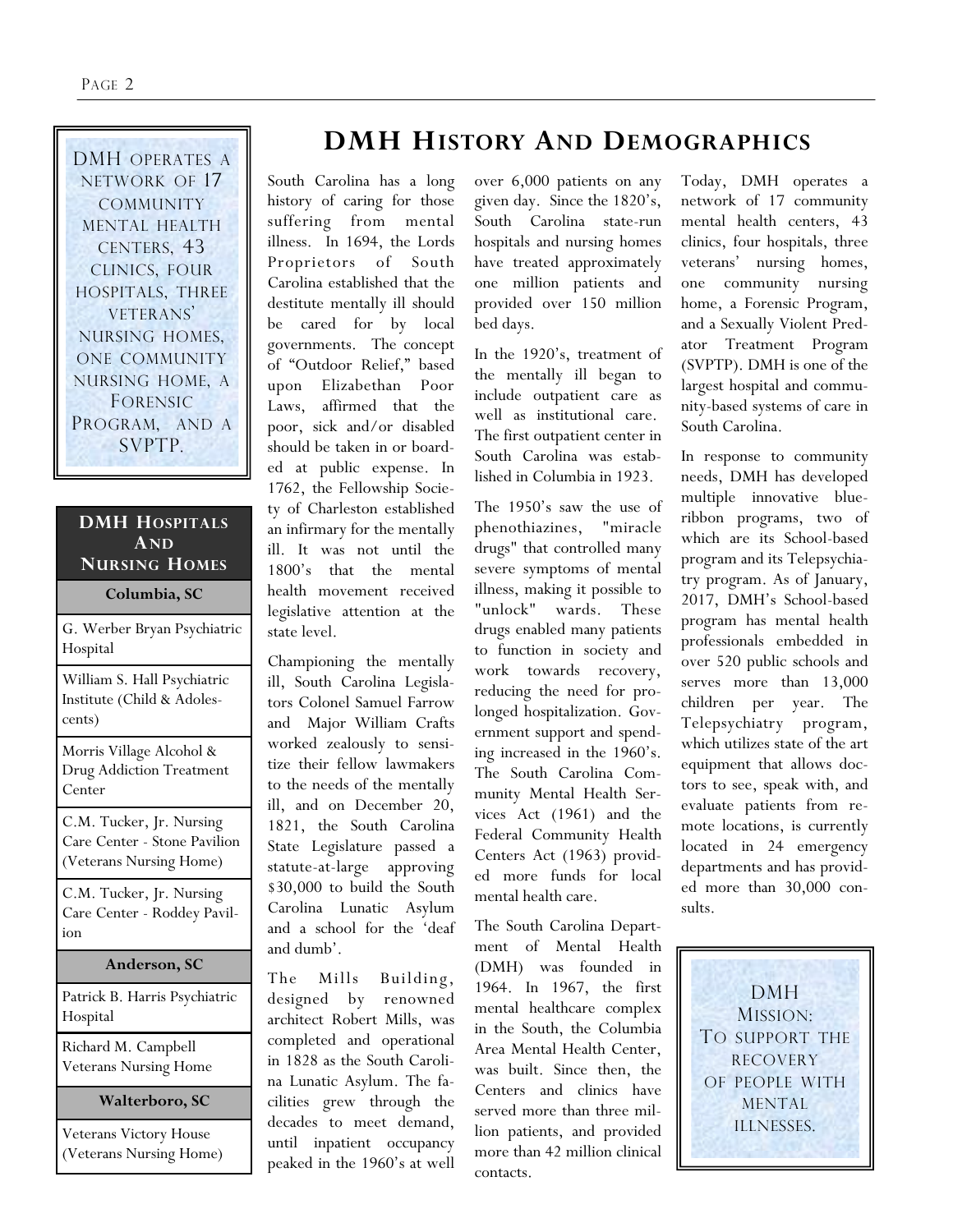DMH OPERATES A NETWORK OF 17 COMMUNITY MENTAL HEALTH CENTERS, 43 CLINICS, FOUR HOSPITALS, THREE VETERANS' NURSING HOMES, ONE COMMUNITY NURSING HOME, A FORENSIC PROGRAM, AND A SVPTP.

| DMH Hospitals And Nursing Homes |
|---|
| **Columbia, SC** |
| G. Werber Bryan Psychiatric Hospital |
| William S. Hall Psychiatric Institute (Child & Adolescents) |
| Morris Village Alcohol & Drug Addiction Treatment Center |
| C.M. Tucker, Jr. Nursing Care Center - Stone Pavilion (Veterans Nursing Home) |
| C.M. Tucker, Jr. Nursing Care Center - Roddey Pavilion |
| **Anderson, SC** |
| Patrick B. Harris Psychiatric Hospital |
| Richard M. Campbell Veterans Nursing Home |
| **Walterboro, SC** |
| Veterans Victory House (Veterans Nursing Home) |

# DMH History And Demographics

South Carolina has a long history of caring for those suffering from mental illness. In 1694, the Lords Proprietors of South Carolina established that the destitute mentally ill should be cared for by local governments. The concept of "Outdoor Relief," based upon Elizabethan Poor Laws, affirmed that the poor, sick and/or disabled should be taken in or boarded at public expense. In 1762, the Fellowship Society of Charleston established an infirmary for the mentally ill. It was not until the 1800's that the mental health movement received legislative attention at the state level.

Championing the mentally ill, South Carolina Legislators Colonel Samuel Farrow and Major William Crafts worked zealously to sensitize their fellow lawmakers to the needs of the mentally ill, and on December 20, 1821, the South Carolina State Legislature passed a statute-at-large approving $30,000 to build the South Carolina Lunatic Asylum and a school for the 'deaf and dumb'.

The Mills Building, designed by renowned architect Robert Mills, was completed and operational in 1828 as the South Carolina Lunatic Asylum. The facilities grew through the decades to meet demand, until inpatient occupancy peaked in the 1960's at well over 6,000 patients on any given day. Since the 1820's, South Carolina state-run hospitals and nursing homes have treated approximately one million patients and provided over 150 million bed days.

In the 1920's, treatment of the mentally ill began to include outpatient care as well as institutional care. The first outpatient center in South Carolina was established in Columbia in 1923.

The 1950's saw the use of phenothiazines, "miracle drugs" that controlled many severe symptoms of mental illness, making it possible to "unlock" wards. These drugs enabled many patients to function in society and work towards recovery, reducing the need for prolonged hospitalization. Government support and spending increased in the 1960's. The South Carolina Community Mental Health Services Act (1961) and the Federal Community Health Centers Act (1963) provided more funds for local mental health care.

The South Carolina Department of Mental Health (DMH) was founded in 1964. In 1967, the first mental healthcare complex in the South, the Columbia Area Mental Health Center, was built. Since then, the Centers and clinics have served more than three million patients, and provided more than 42 million clinical contacts.

Today, DMH operates a network of 17 community mental health centers, 43 clinics, four hospitals, three veterans' nursing homes, one community nursing home, a Forensic Program, and a Sexually Violent Predator Treatment Program (SVPTP). DMH is one of the largest hospital and community-based systems of care in South Carolina.

In response to community needs, DMH has developed multiple innovative blue-ribbon programs, two of which are its School-based program and its Telepsychiatry program. As of January, 2017, DMH's School-based program has mental health professionals embedded in over 520 public schools and serves more than 13,000 children per year. The Telepsychiatry program, which utilizes state of the art equipment that allows doctors to see, speak with, and evaluate patients from remote locations, is currently located in 24 emergency departments and has provided more than 30,000 consults.

DMH MISSION:
TO SUPPORT THE RECOVERY OF PEOPLE WITH MENTAL ILLNESSES.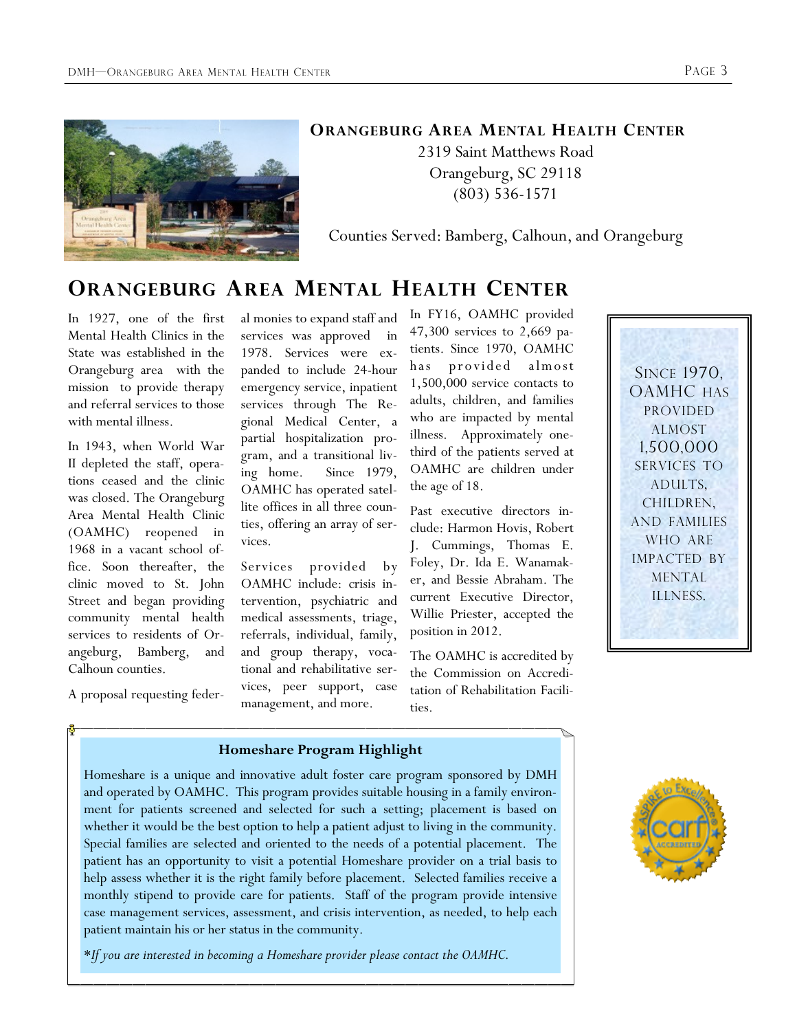## Orangeburg Area Mental Health Center

2319 Saint Matthews Road
Orangeburg, SC 29118
(803) 536-1571

Counties Served: Bamberg, Calhoun, and Orangeburg

# Orangeburg Area Mental Health Center

In 1927, one of the first Mental Health Clinics in the State was established in the Orangeburg area with the mission to provide therapy and referral services to those with mental illness.

In 1943, when World War II depleted the staff, operations ceased and the clinic was closed. The Orangeburg Area Mental Health Clinic (OAMHC) reopened in 1968 in a vacant school office. Soon thereafter, the clinic moved to St. John Street and began providing community mental health services to residents of Orangeburg, Bamberg, and Calhoun counties.

A proposal requesting federal monies to expand staff and services was approved in 1978. Services were expanded to include 24-hour emergency service, inpatient services through The Regional Medical Center, a partial hospitalization program, and a transitional living home. Since 1979, OAMHC has operated satellite offices in all three counties, offering an array of services.

Services provided by OAMHC include: crisis intervention, psychiatric and medical assessments, triage, referrals, individual, family, and group therapy, vocational and rehabilitative services, peer support, case management, and more.

In FY16, OAMHC provided 47,300 services to 2,669 patients. Since 1970, OAMHC has provided almost 1,500,000 service contacts to adults, children, and families who are impacted by mental illness. Approximately one-third of the patients served at OAMHC are children under the age of 18.

Past executive directors include: Harmon Hovis, Robert J. Cummings, Thomas E. Foley, Dr. Ida E. Wanamaker, and Bessie Abraham. The current Executive Director, Willie Priester, accepted the position in 2012.

The OAMHC is accredited by the Commission on Accreditation of Rehabilitation Facilities.

Since 1970, OAMHC has provided almost 1,500,000 services to adults, children, and families who are impacted by mental illness.

### Homeshare Program Highlight

Homeshare is a unique and innovative adult foster care program sponsored by DMH and operated by OAMHC. This program provides suitable housing in a family environment for patients screened and selected for such a setting; placement is based on whether it would be the best option to help a patient adjust to living in the community. Special families are selected and oriented to the needs of a potential placement. The patient has an opportunity to visit a potential Homeshare provider on a trial basis to help assess whether it is the right family before placement. Selected families receive a monthly stipend to provide care for patients. Staff of the program provide intensive case management services, assessment, and crisis intervention, as needed, to help each patient maintain his or her status in the community.

**If you are interested in becoming a Homeshare provider please contact the OAMHC.*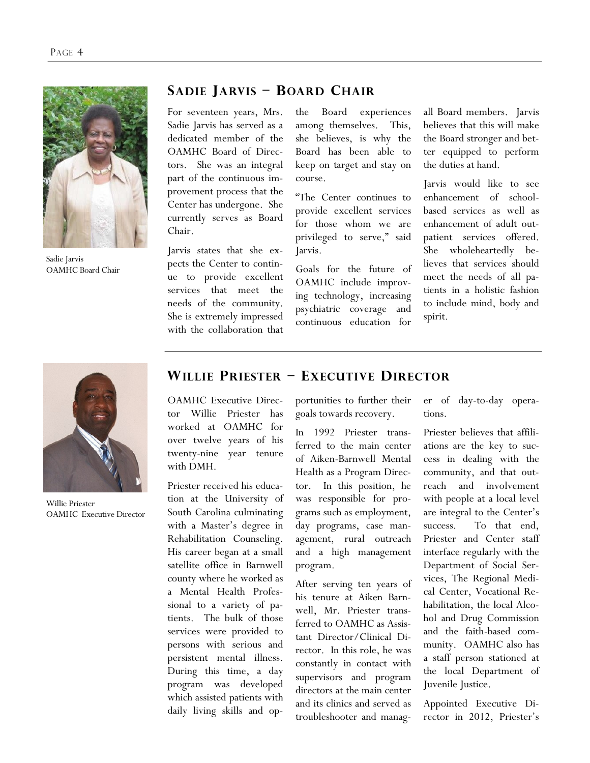## Sadie Jarvis – Board Chair

Sadie Jarvis
OAMHC Board Chair

For seventeen years, Mrs. Sadie Jarvis has served as a dedicated member of the OAMHC Board of Directors. She was an integral part of the continuous improvement process that the Center has undergone. She currently serves as Board Chair.

Jarvis states that she expects the Center to continue to provide excellent services that meet the needs of the community. She is extremely impressed with the collaboration that the Board experiences among themselves. This, she believes, is why the Board has been able to keep on target and stay on course.

"The Center continues to provide excellent services for those whom we are privileged to serve," said Jarvis.

Goals for the future of OAMHC include improving technology, increasing psychiatric coverage and continuous education for all Board members. Jarvis believes that this will make the Board stronger and better equipped to perform the duties at hand.

Jarvis would like to see enhancement of school-based services as well as enhancement of adult outpatient services offered. She wholeheartedly believes that services should meet the needs of all patients in a holistic fashion to include mind, body and spirit.

## Willie Priester – Executive Director

Willie Priester
OAMHC Executive Director

OAMHC Executive Director Willie Priester has worked at OAMHC for over twelve years of his twenty-nine year tenure with DMH.

Priester received his education at the University of South Carolina culminating with a Master's degree in Rehabilitation Counseling. His career began at a small satellite office in Barnwell county where he worked as a Mental Health Professional to a variety of patients. The bulk of those services were provided to persons with serious and persistent mental illness. During this time, a day program was developed which assisted patients with daily living skills and opportunities to further their goals towards recovery.

In 1992 Priester transferred to the main center of Aiken-Barnwell Mental Health as a Program Director. In this position, he was responsible for programs such as employment, day programs, case management, rural outreach and a high management program.

After serving ten years of his tenure at Aiken Barnwell, Mr. Priester transferred to OAMHC as Assistant Director/Clinical Director. In this role, he was constantly in contact with supervisors and program directors at the main center and its clinics and served as troubleshooter and manager of day-to-day operations.

Priester believes that affiliations are the key to success in dealing with the community, and that outreach and involvement with people at a local level are integral to the Center's success. To that end, Priester and Center staff interface regularly with the Department of Social Services, The Regional Medical Center, Vocational Rehabilitation, the local Alcohol and Drug Commission and the faith-based community. OAMHC also has a staff person stationed at the local Department of Juvenile Justice.

Appointed Executive Director in 2012, Priester's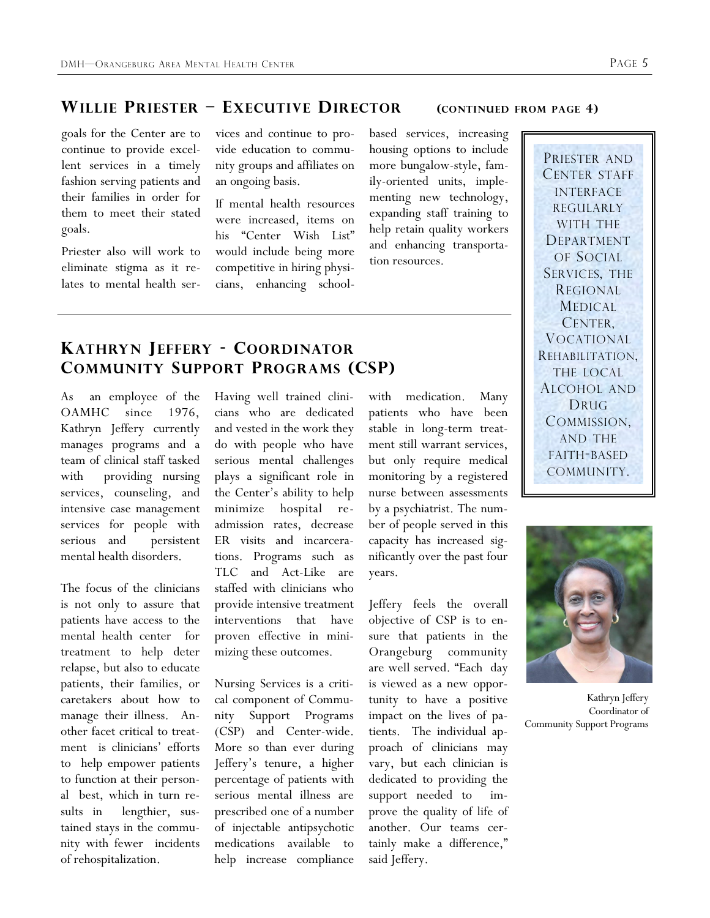## Willie Priester – Executive Director (continued from page 4)

goals for the Center are to continue to provide excellent services in a timely fashion serving patients and their families in order for them to meet their stated goals.

Priester also will work to eliminate stigma as it relates to mental health services and continue to provide education to community groups and affiliates on an ongoing basis.

If mental health resources were increased, items on his "Center Wish List" would include being more competitive in hiring physicians, enhancing school-based services, increasing housing options to include more bungalow-style, family-oriented units, implementing new technology, expanding staff training to help retain quality workers and enhancing transportation resources.

> Priester and Center staff interface regularly with the Department of Social Services, the Regional Medical Center, Vocational Rehabilitation, the local Alcohol and Drug Commission, and the faith-based community.

## Kathryn Jeffery - Coordinator Community Support Programs (CSP)

As an employee of the OAMHC since 1976, Kathryn Jeffery currently manages programs and a team of clinical staff tasked with providing nursing services, counseling, and intensive case management services for people with serious and persistent mental health disorders.

The focus of the clinicians is not only to assure that patients have access to the mental health center for treatment to help deter relapse, but also to educate patients, their families, or caretakers about how to manage their illness. Another facet critical to treatment is clinicians' efforts to help empower patients to function at their personal best, which in turn results in lengthier, sustained stays in the community with fewer incidents of rehospitalization.

Having well trained clinicians who are dedicated and vested in the work they do with people who have serious mental challenges plays a significant role in the Center's ability to help minimize hospital re-admission rates, decrease ER visits and incarcerations. Programs such as TLC and Act-Like are staffed with clinicians who provide intensive treatment interventions that have proven effective in minimizing these outcomes.

Nursing Services is a critical component of Community Support Programs (CSP) and Center-wide. More so than ever during Jeffery's tenure, a higher percentage of patients with serious mental illness are prescribed one of a number of injectable antipsychotic medications available to help increase compliance with medication. Many patients who have been stable in long-term treatment still warrant services, but only require medical monitoring by a registered nurse between assessments by a psychiatrist. The number of people served in this capacity has increased significantly over the past four years.

Jeffery feels the overall objective of CSP is to ensure that patients in the Orangeburg community are well served. "Each day is viewed as a new opportunity to have a positive impact on the lives of patients. The individual approach of clinicians may vary, but each clinician is dedicated to providing the support needed to improve the quality of life of another. Our teams certainly make a difference," said Jeffery.

Kathryn Jeffery
Coordinator of
Community Support Programs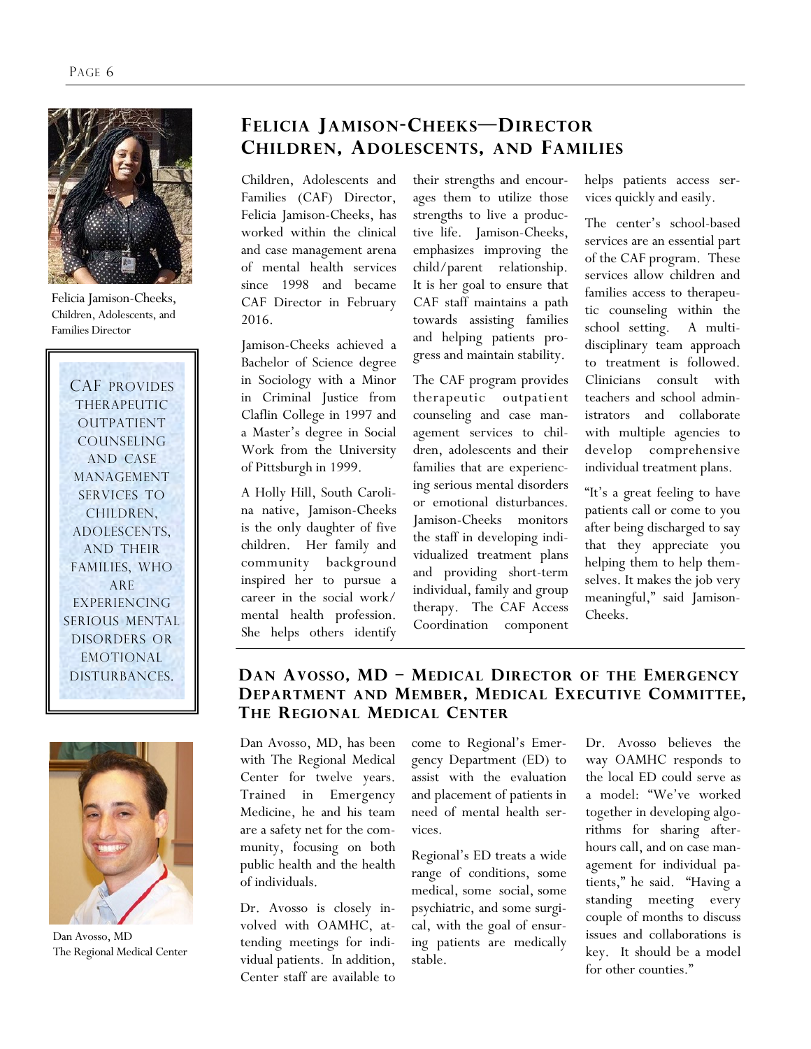## Felicia Jamison-Cheeks—Director Children, Adolescents, and Families

Felicia Jamison-Cheeks, Children, Adolescents, and Families Director

CAF provides therapeutic outpatient counseling and case management services to children, adolescents, and their families, who are experiencing serious mental disorders or emotional disturbances.

Children, Adolescents and Families (CAF) Director, Felicia Jamison-Cheeks, has worked within the clinical and case management arena of mental health services since 1998 and became CAF Director in February 2016.

Jamison-Cheeks achieved a Bachelor of Science degree in Sociology with a Minor in Criminal Justice from Claflin College in 1997 and a Master's degree in Social Work from the University of Pittsburgh in 1999.

A Holly Hill, South Carolina native, Jamison-Cheeks is the only daughter of five children. Her family and community background inspired her to pursue a career in the social work/mental health profession. She helps others identify their strengths and encourages them to utilize those strengths to live a productive life. Jamison-Cheeks, emphasizes improving the child/parent relationship. It is her goal to ensure that CAF staff maintains a path towards assisting families and helping patients progress and maintain stability.

The CAF program provides therapeutic outpatient counseling and case management services to children, adolescents and their families that are experiencing serious mental disorders or emotional disturbances. Jamison-Cheeks monitors the staff in developing individualized treatment plans and providing short-term individual, family and group therapy. The CAF Access Coordination component helps patients access services quickly and easily.

The center's school-based services are an essential part of the CAF program. These services allow children and families access to therapeutic counseling within the school setting. A multidisciplinary team approach to treatment is followed. Clinicians consult with teachers and school administrators and collaborate with multiple agencies to develop comprehensive individual treatment plans.

"It's a great feeling to have patients call or come to you after being discharged to say that they appreciate you helping them to help themselves. It makes the job very meaningful," said Jamison-Cheeks.

## Dan Avosso, MD – Medical Director of the Emergency Department and Member, Medical Executive Committee, The Regional Medical Center

Dan Avosso, MD
The Regional Medical Center

Dan Avosso, MD, has been with The Regional Medical Center for twelve years. Trained in Emergency Medicine, he and his team are a safety net for the community, focusing on both public health and the health of individuals.

Dr. Avosso is closely involved with OAMHC, attending meetings for individual patients. In addition, Center staff are available to come to Regional's Emergency Department (ED) to assist with the evaluation and placement of patients in need of mental health services.

Regional's ED treats a wide range of conditions, some medical, some social, some psychiatric, and some surgical, with the goal of ensuring patients are medically stable.

Dr. Avosso believes the way OAMHC responds to the local ED could serve as a model: "We've worked together in developing algorithms for sharing after-hours call, and on case management for individual patients," he said. "Having a standing meeting every couple of months to discuss issues and collaborations is key. It should be a model for other counties."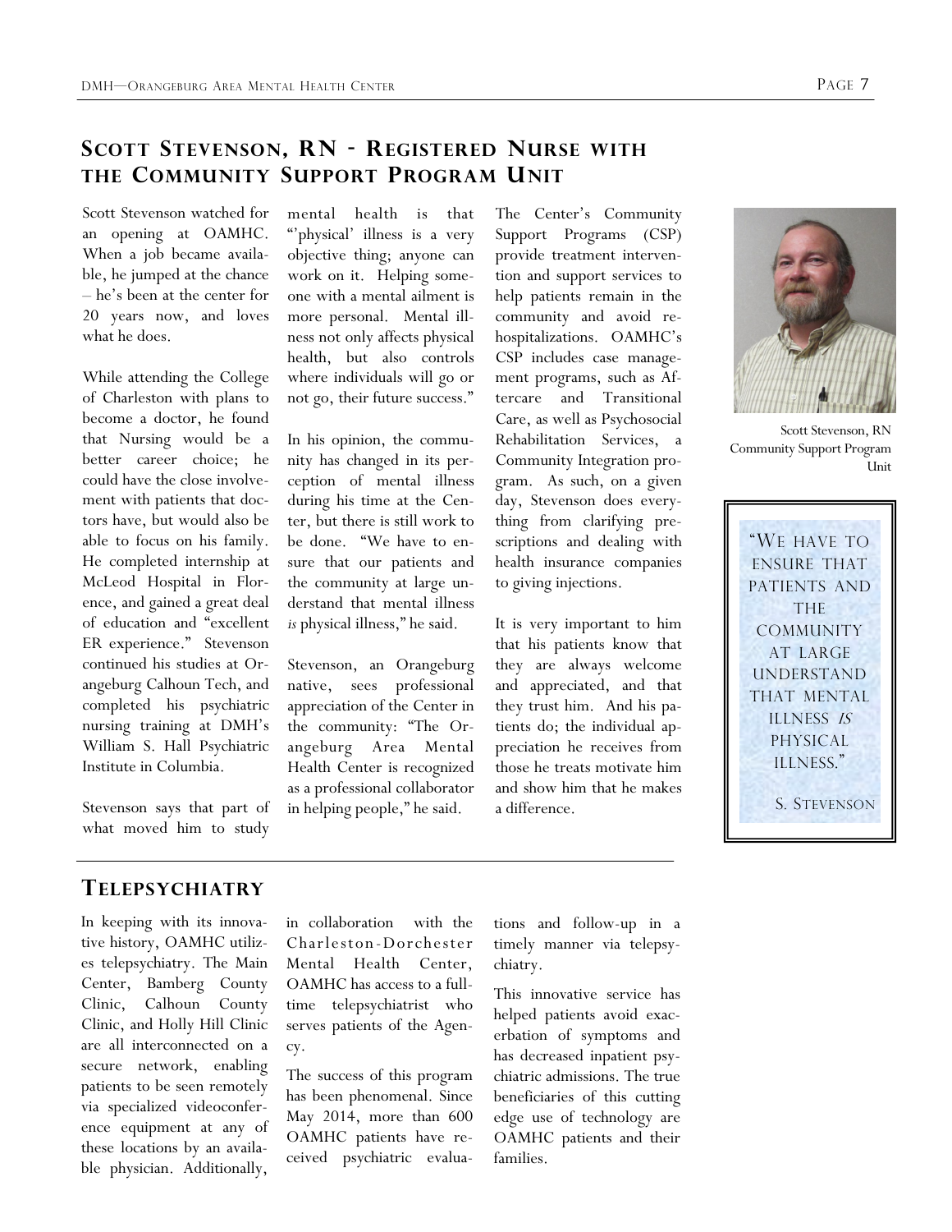## Scott Stevenson, RN - Registered Nurse with the Community Support Program Unit

Scott Stevenson watched for an opening at OAMHC. When a job became available, he jumped at the chance – he's been at the center for 20 years now, and loves what he does.

While attending the College of Charleston with plans to become a doctor, he found that Nursing would be a better career choice; he could have the close involvement with patients that doctors have, but would also be able to focus on his family. He completed internship at McLeod Hospital in Florence, and gained a great deal of education and "excellent ER experience." Stevenson continued his studies at Orangeburg Calhoun Tech, and completed his psychiatric nursing training at DMH's William S. Hall Psychiatric Institute in Columbia.

Stevenson says that part of what moved him to study mental health is that "'physical' illness is a very objective thing; anyone can work on it. Helping someone with a mental ailment is more personal. Mental illness not only affects physical health, but also controls where individuals will go or not go, their future success."

In his opinion, the community has changed in its perception of mental illness during his time at the Center, but there is still work to be done. "We have to ensure that our patients and the community at large understand that mental illness *is* physical illness," he said.

Stevenson, an Orangeburg native, sees professional appreciation of the Center in the community: "The Orangeburg Area Mental Health Center is recognized as a professional collaborator in helping people," he said.

The Center's Community Support Programs (CSP) provide treatment intervention and support services to help patients remain in the community and avoid re-hospitalizations. OAMHC's CSP includes case management programs, such as Aftercare and Transitional Care, as well as Psychosocial Rehabilitation Services, a Community Integration program. As such, on a given day, Stevenson does everything from clarifying prescriptions and dealing with health insurance companies to giving injections.

It is very important to him that his patients know that they are always welcome and appreciated, and that they trust him. And his patients do; the individual appreciation he receives from those he treats motivate him and show him that he makes a difference.

Scott Stevenson, RN
Community Support Program Unit

> "We have to ensure that patients and the community at large understand that mental illness *is* physical illness."
>
> S. Stevenson

## Telepsychiatry

In keeping with its innovative history, OAMHC utilizes telepsychiatry. The Main Center, Bamberg County Clinic, Calhoun County Clinic, and Holly Hill Clinic are all interconnected on a secure network, enabling patients to be seen remotely via specialized videoconference equipment at any of these locations by an available physician. Additionally, in collaboration with the Charleston-Dorchester Mental Health Center, OAMHC has access to a full-time telepsychiatrist who serves patients of the Agency.

The success of this program has been phenomenal. Since May 2014, more than 600 OAMHC patients have received psychiatric evaluations and follow-up in a timely manner via telepsychiatry.

This innovative service has helped patients avoid exacerbation of symptoms and has decreased inpatient psychiatric admissions. The true beneficiaries of this cutting edge use of technology are OAMHC patients and their families.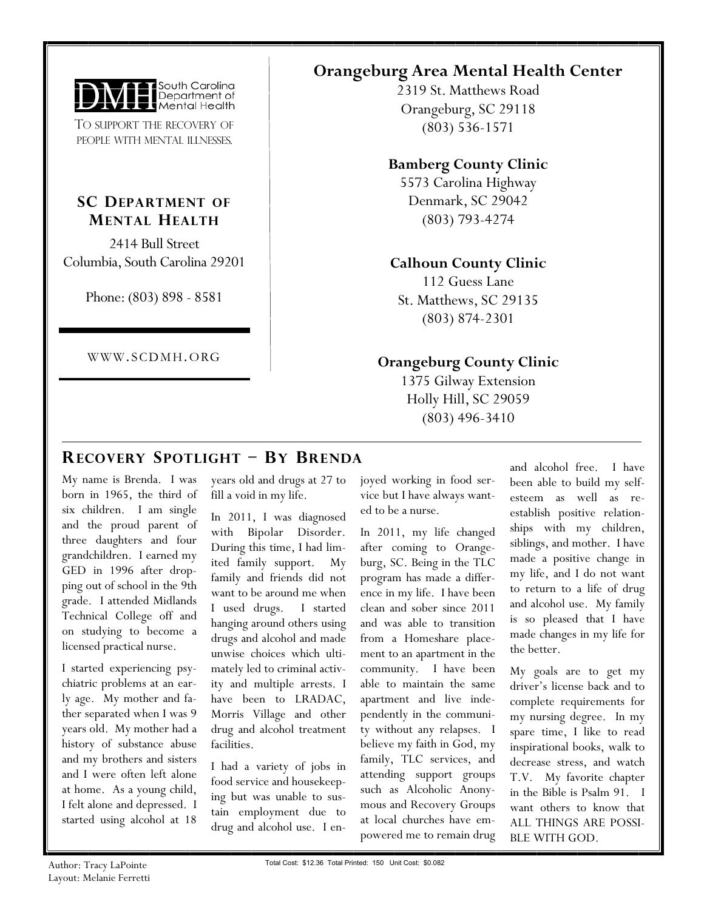DMH South Carolina Department of Mental Health

To support the recovery of people with mental illnesses.

## SC Department of Mental Health

2414 Bull Street
Columbia, South Carolina 29201

Phone: (803) 898 - 8581

WWW.SCDMH.ORG

## Orangeburg Area Mental Health Center

2319 St. Matthews Road
Orangeburg, SC 29118
(803) 536-1571

**Bamberg County Clinic**
5573 Carolina Highway
Denmark, SC 29042
(803) 793-4274

**Calhoun County Clinic**
112 Guess Lane
St. Matthews, SC 29135
(803) 874-2301

**Orangeburg County Clinic**
1375 Gilway Extension
Holly Hill, SC 29059
(803) 496-3410

## Recovery Spotlight – By Brenda

My name is Brenda. I was born in 1965, the third of six children. I am single and the proud parent of three daughters and four grandchildren. I earned my GED in 1996 after dropping out of school in the 9th grade. I attended Midlands Technical College off and on studying to become a licensed practical nurse.

I started experiencing psychiatric problems at an early age. My mother and father separated when I was 9 years old. My mother had a history of substance abuse and my brothers and sisters and I were often left alone at home. As a young child, I felt alone and depressed. I started using alcohol at 18 years old and drugs at 27 to fill a void in my life.

In 2011, I was diagnosed with Bipolar Disorder. During this time, I had limited family support. My family and friends did not want to be around me when I used drugs. I started hanging around others using drugs and alcohol and made unwise choices which ultimately led to criminal activity and multiple arrests. I have been to LRADAC, Morris Village and other drug and alcohol treatment facilities.

I had a variety of jobs in food service and housekeeping but was unable to sustain employment due to drug and alcohol use. I enjoyed working in food service but I have always wanted to be a nurse.

In 2011, my life changed after coming to Orangeburg, SC. Being in the TLC program has made a difference in my life. I have been clean and sober since 2011 and was able to transition from a Homeshare placement to an apartment in the community. I have been able to maintain the same apartment and live independently in the community without any relapses. I believe my faith in God, my family, TLC services, and attending support groups such as Alcoholic Anonymous and Recovery Groups at local churches have empowered me to remain drug and alcohol free. I have been able to build my self-esteem as well as re-establish positive relationships with my children, siblings, and mother. I have made a positive change in my life, and I do not want to return to a life of drug and alcohol use. My family is so pleased that I have made changes in my life for the better.

My goals are to get my driver's license back and to complete requirements for my nursing degree. In my spare time, I like to read inspirational books, walk to decrease stress, and watch T.V. My favorite chapter in the Bible is Psalm 91. I want others to know that ALL THINGS ARE POSSIBLE WITH GOD.

Author: Tracy LaPointe
Layout: Melanie Ferretti

Total Cost: $12.36 Total Printed: 150 Unit Cost: $0.082